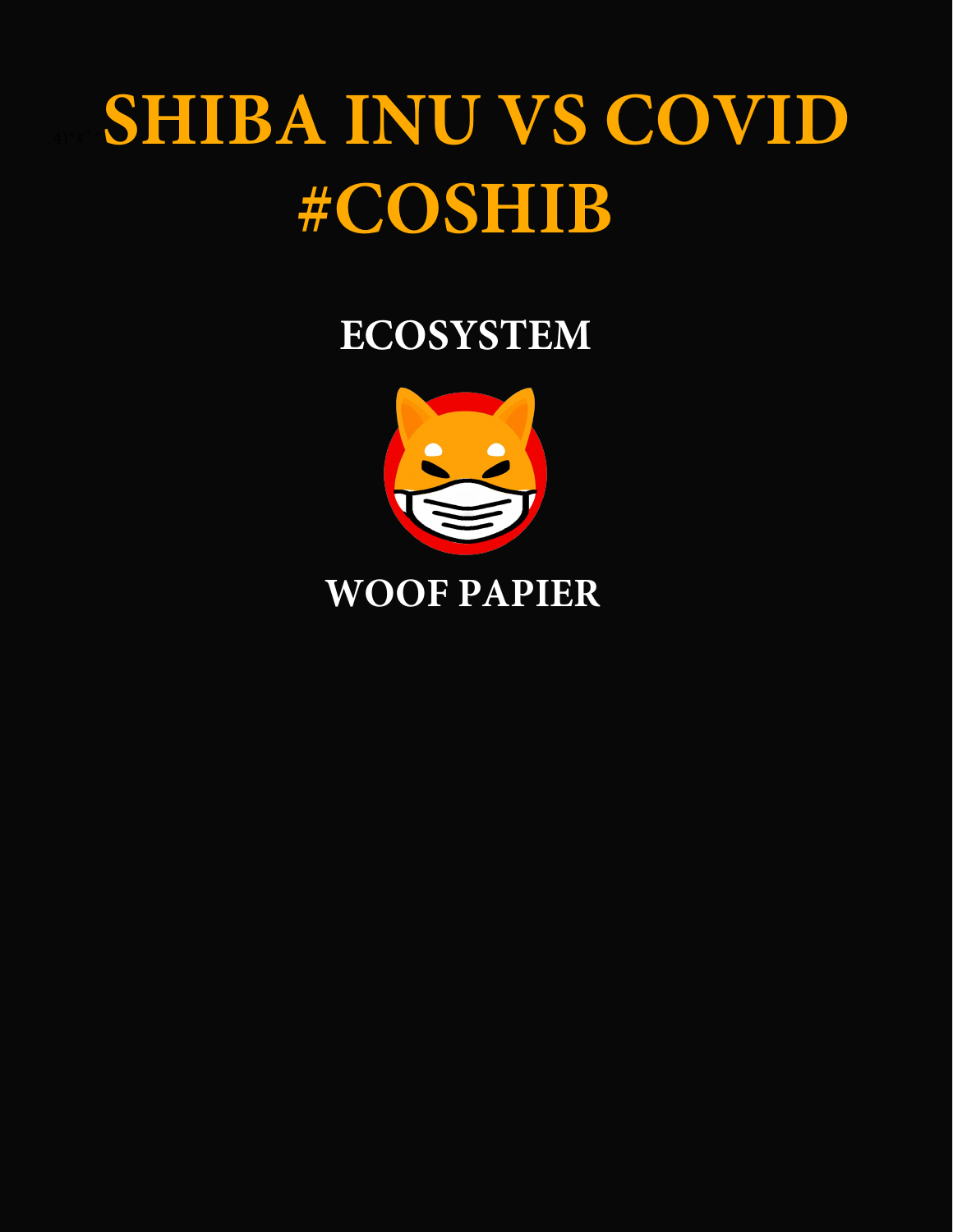# SHIBA INU VS COVID
# #COSHIB

## ECOSYSTEM

## WOOF PAPIER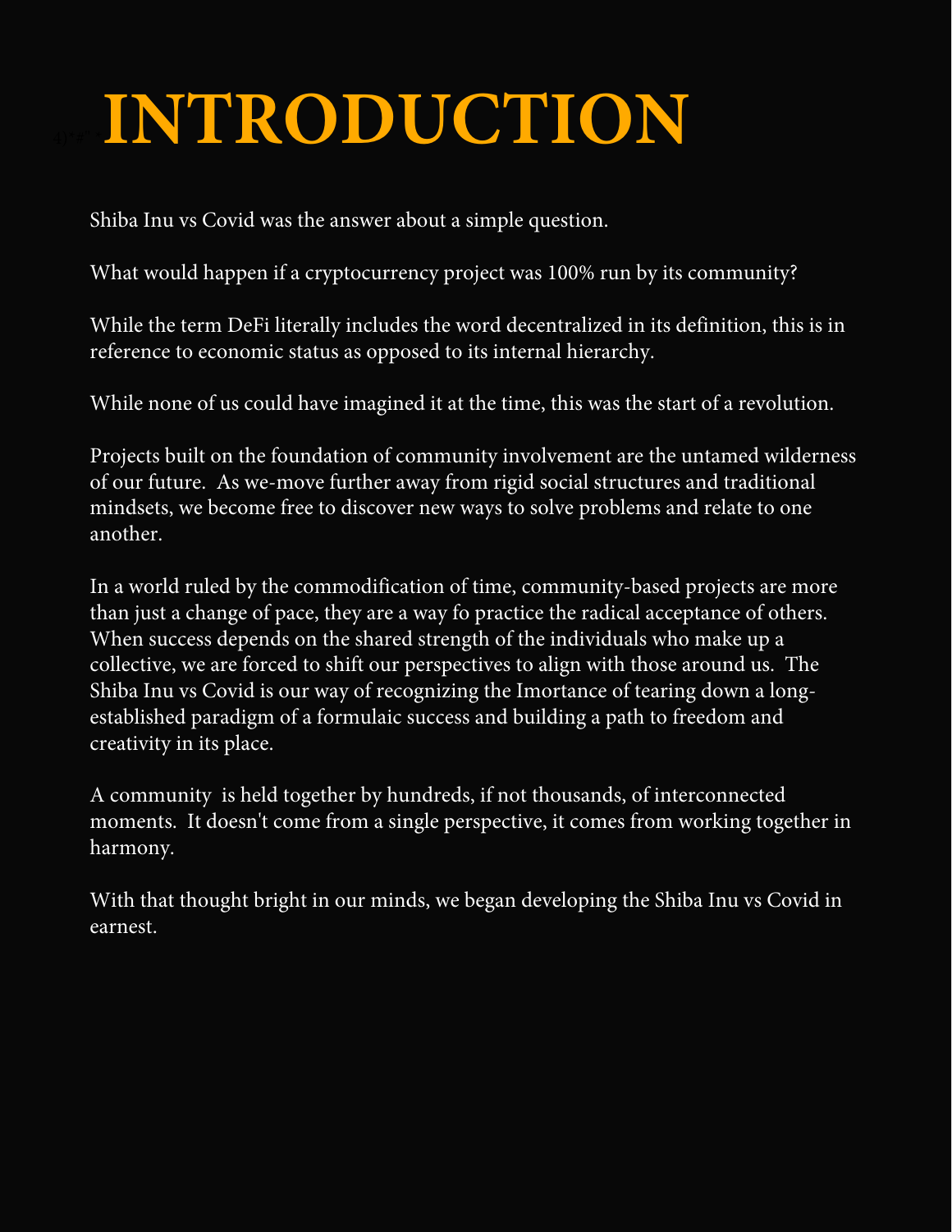# INTRODUCTION

Shiba Inu vs Covid was the answer about a simple question.

What would happen if a cryptocurrency project was 100% run by its community?

While the term DeFi literally includes the word decentralized in its definition, this is in reference to economic status as opposed to its internal hierarchy.

While none of us could have imagined it at the time, this was the start of a revolution.

Projects built on the foundation of community involvement are the untamed wilderness of our future. As we-move further away from rigid social structures and traditional mindsets, we become free to discover new ways to solve problems and relate to one another.

In a world ruled by the commodification of time, community-based projects are more than just a change of pace, they are a way fo practice the radical acceptance of others. When success depends on the shared strength of the individuals who make up a collective, we are forced to shift our perspectives to align with those around us. The Shiba Inu vs Covid is our way of recognizing the Imortance of tearing down a long-established paradigm of a formulaic success and building a path to freedom and creativity in its place.

A community is held together by hundreds, if not thousands, of interconnected moments. It doesn't come from a single perspective, it comes from working together in harmony.

With that thought bright in our minds, we began developing the Shiba Inu vs Covid in earnest.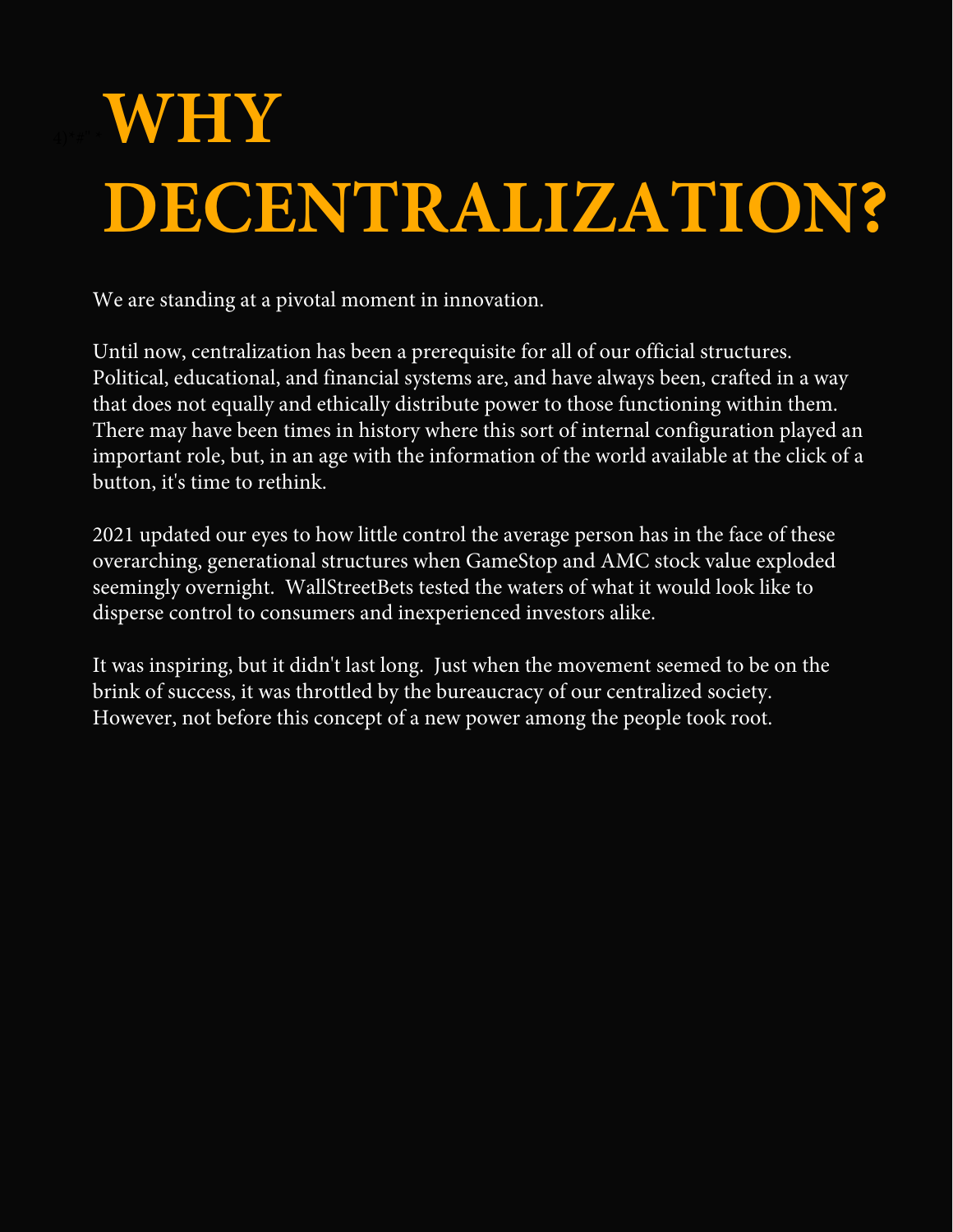# WHY DECENTRALIZATION?

We are standing at a pivotal moment in innovation.

Until now, centralization has been a prerequisite for all of our official structures. Political, educational, and financial systems are, and have always been, crafted in a way that does not equally and ethically distribute power to those functioning within them. There may have been times in history where this sort of internal configuration played an important role, but, in an age with the information of the world available at the click of a button, it's time to rethink.

2021 updated our eyes to how little control the average person has in the face of these overarching, generational structures when GameStop and AMC stock value exploded seemingly overnight. WallStreetBets tested the waters of what it would look like to disperse control to consumers and inexperienced investors alike.

It was inspiring, but it didn't last long. Just when the movement seemed to be on the brink of success, it was throttled by the bureaucracy of our centralized society. However, not before this concept of a new power among the people took root.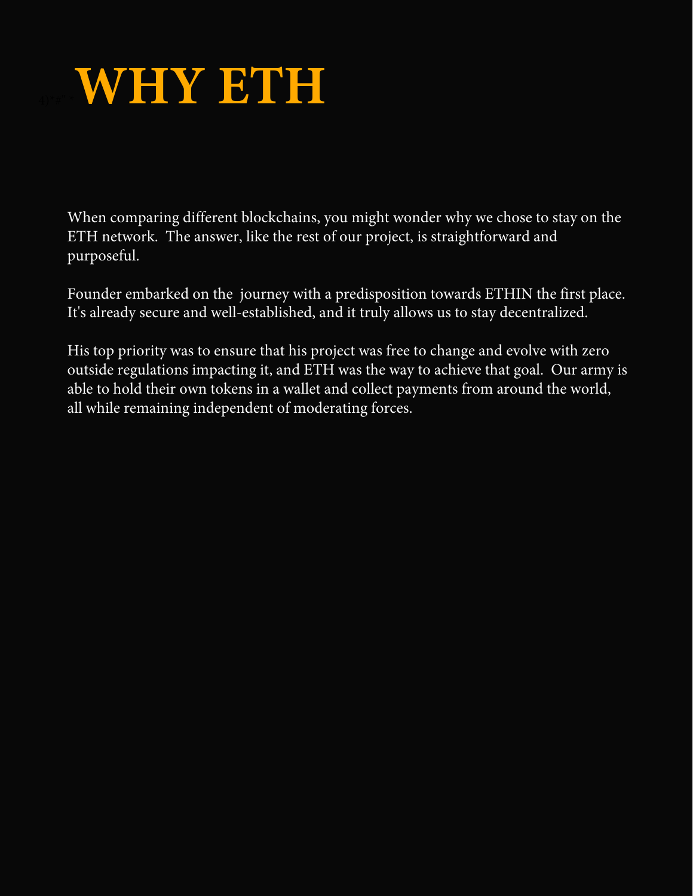# WHY ETH

When comparing different blockchains, you might wonder why we chose to stay on the ETH network.  The answer, like the rest of our project, is straightforward and purposeful.

Founder embarked on the  journey with a predisposition towards ETHIN the first place. It's already secure and well-established, and it truly allows us to stay decentralized.

His top priority was to ensure that his project was free to change and evolve with zero outside regulations impacting it, and ETH was the way to achieve that goal.  Our army is able to hold their own tokens in a wallet and collect payments from around the world, all while remaining independent of moderating forces.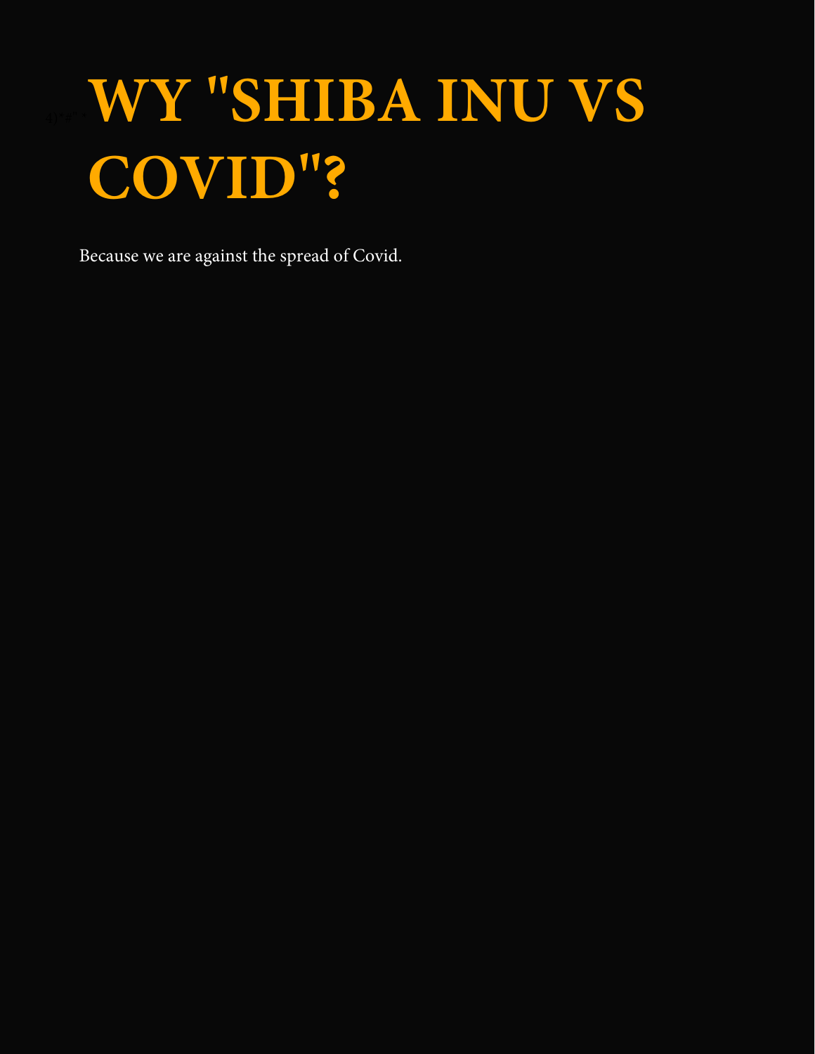# WY "SHIBA INU VS COVID"?

Because we are against the spread of Covid.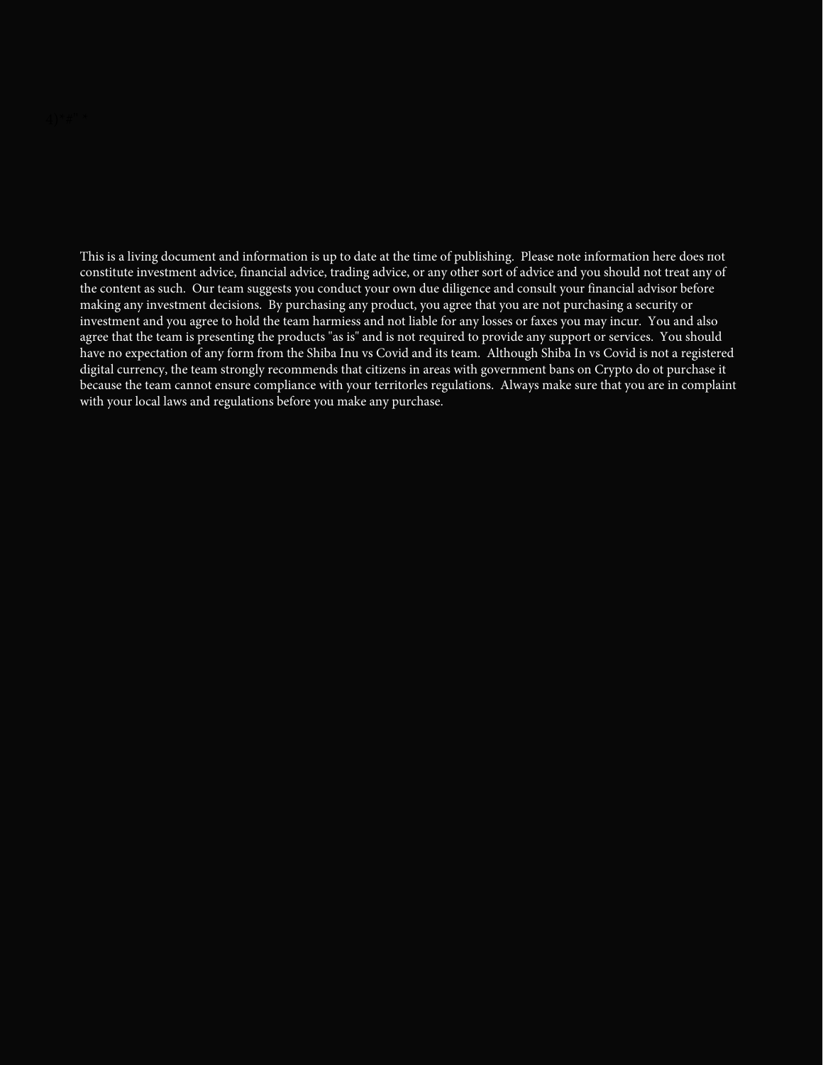This is a living document and information is up to date at the time of publishing. Please note information here does not constitute investment advice, financial advice, trading advice, or any other sort of advice and you should not treat any of the content as such. Our team suggests you conduct your own due diligence and consult your financial advisor before making any investment decisions. By purchasing any product, you agree that you are not purchasing a security or investment and you agree to hold the team harmiess and not liable for any losses or faxes you may incur. You and also agree that the team is presenting the products "as is" and is not required to provide any support or services. You should have no expectation of any form from the Shiba Inu vs Covid and its team. Although Shiba In vs Covid is not a registered digital currency, the team strongly recommends that citizens in areas with government bans on Crypto do ot purchase it because the team cannot ensure compliance with your territorles regulations. Always make sure that you are in complaint with your local laws and regulations before you make any purchase.